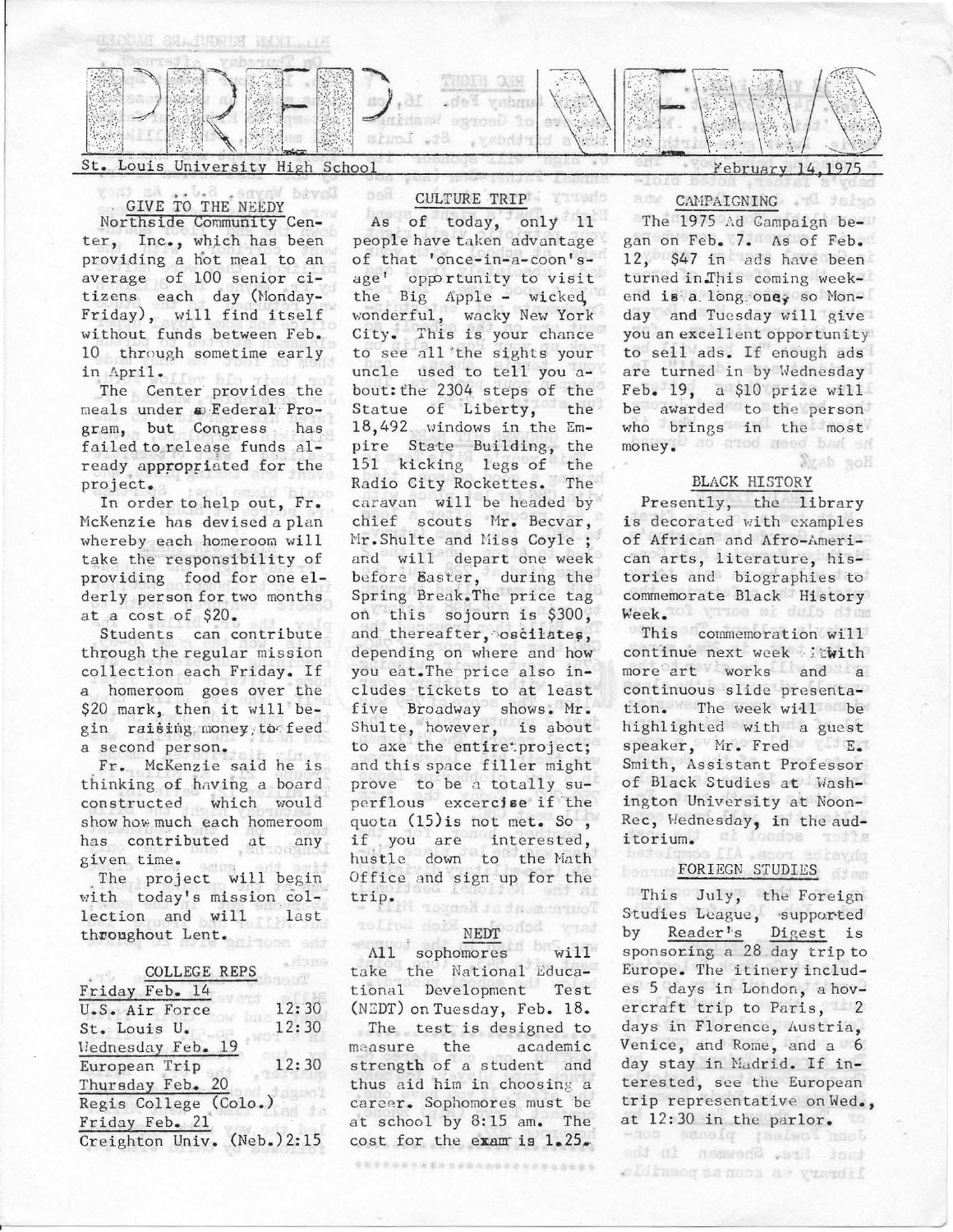# PREP NEWS

St. Louis University High School — February 14, 1975

## GIVE TO THE NEEDY

Northside Community Center, Inc., which has been providing a hot meal to an average of 100 senior citizens each day (Monday-Friday), will find itself without funds between Feb. 10 through sometime early in April.

The Center provides the meals under a Federal Program, but Congress has failed to release funds already appropriated for the project.

In order to help out, Fr. McKenzie has devised a plan whereby each homeroom will take the responsibility of providing food for one elderly person for two months at a cost of $20.

Students can contribute through the regular mission collection each Friday. If a homeroom goes over the $20 mark, then it will begin raising money to feed a second person.

Fr. McKenzie said he is thinking of having a board constructed which would show how much each homeroom has contributed at any given time.

The project will begin with today's mission collection and will last throughout Lent.

## COLLEGE REPS

| Friday Feb. 14 | |
|---|---|
| U.S. Air Force | 12:30 |
| St. Louis U. | 12:30 |
| **Wednesday Feb. 19** | |
| European Trip | 12:30 |
| **Thursday Feb. 20** | |
| Regis College (Colo.) | |
| **Friday Feb. 21** | |
| Creighton Univ. (Neb.) | 2:15 |

## CULTURE TRIP

As of today, only 11 people have taken advantage of that 'once-in-a-coon's-age' opportunity to visit the Big Apple - wicked, wonderful, wacky New York City. This is your chance to see all the sights your uncle used to tell you about: the 2304 steps of the Statue of Liberty, the 18,492 windows in the Empire State Building, the 151 kicking legs of the Radio City Rockettes. The caravan will be headed by chief scouts Mr. Becvar, Mr. Shulte and Miss Coyle; and will depart one week before Easter, during the Spring Break. The price tag on this sojourn is $300, and thereafter, oscilates, depending on where and how you eat. The price also includes tickets to at least five Broadway shows. Mr. Shulte, however, is about to axe the entire project; and this space filler might prove to be a totally superfluous excercise if the quota (15) is not met. So, if you are interested, hustle down to the Math Office and sign up for the trip.

## NEDT

All sophomores will take the National Educational Development Test (NEDT) on Tuesday, Feb. 18.

The test is designed to measure the academic strength of a student and thus aid him in choosing a career. Sophomores must be at school by 8:15 am. The cost for the exam is 1.25.

## CAMPAIGNING

The 1975 Ad Campaign began on Feb. 7. As of Feb. 12, $47 in ads have been turned in. This coming weekend is a long one, so Monday and Tuesday will give you an excellent opportunity to sell ads. If enough ads are turned in by Wednesday Feb. 19, a $10 prize will be awarded to the person who brings in the most money.

## BLACK HISTORY

Presently, the library is decorated with examples of African and Afro-American arts, literature, histories and biographies to commemorate Black History Week.

This commemoration will continue next week with more art works and a continuous slide presentation. The week will be highlighted with a guest speaker, Mr. Fred E. Smith, Assistant Professor of Black Studies at Washington University at Noon-Rec, Wednesday, in the auditorium.

## FORIEGN STUDIES

This July, the Foreign Studies League, supported by Reader's Digest is sponsoring a 28 day trip to Europe. The itinery includes 5 days in London, a hovercraft trip to Paris, 2 days in Florence, Austria, Venice, and Rome, and a 6 day stay in Madrid. If interested, see the European trip representative on Wed., at 12:30 in the parlor.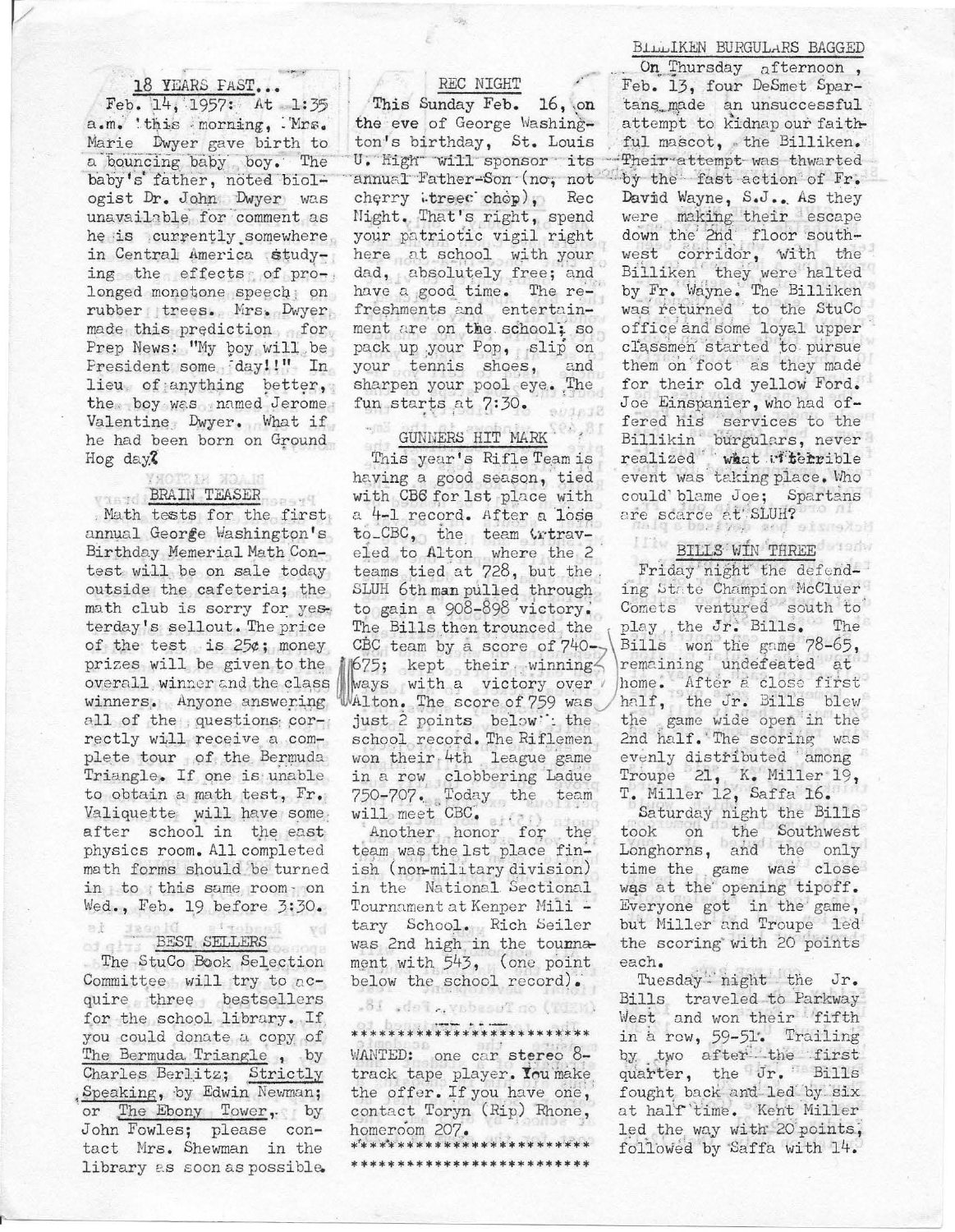## 18 YEARS PAST...

Feb. 14, 1957: At 1:35 a.m. this morning, Mrs. Marie Dwyer gave birth to a bouncing baby boy. The baby's father, noted biologist Dr. John Dwyer was unavailable for comment as he is currently somewhere in Central America studying the effects of prolonged monotone speech on rubber trees. Mrs. Dwyer made this prediction for Prep News: "My boy will be President some day!!" In lieu of anything better, the boy was named Jerome Valentine Dwyer. What if he had been born on Ground Hog day?

## BRAIN TEASER

Math tests for the first annual George Washington's Birthday Memerial Math Contest will be on sale today outside the cafeteria; the math club is sorry for yesterday's sellout. The price of the test is 25¢; money prizes will be given to the overall winner and the class winners. Anyone answering all of the questions correctly will receive a complete tour of the Bermuda Triangle. If one is unable to obtain a math test, Fr. Valiquette will have some after school in the east physics room. All completed math forms should be turned in to this same room on Wed., Feb. 19 before 3:30.

## BEST SELLERS

The StuCo Book Selection Committee will try to acquire three bestsellers for the school library. If you could donate a copy of The Bermuda Triangle, by Charles Berlitz; Strictly Speaking, by Edwin Newman; or The Ebony Tower, by John Fowles; please contact Mrs. Shewman in the library as soon as possible.

## REC NIGHT

This Sunday Feb. 16, on the eve of George Washington's birthday, St. Louis U. High will sponsor its annual Father-Son (no, not cherry tree chop), Rec Night. That's right, spend your patriotic vigil right here at school with your dad, absolutely free; and have a good time. The refreshments and entertainment are on the school; so pack up your Pop, slip on your tennis shoes, and sharpen your pool eye. The fun starts at 7:30.

## GUNNERS HIT MARK

This year's Rifle Team is having a good season, tied with CBC for 1st place with a 4-1 record. After a loss to CBC, the team traveled to Alton where the 2 teams tied at 728, but the SLUH 6th man pulled through to gain a 908-898 victory. The Bills then trounced the CBC team by a score of 740-675; kept their winning ways with a victory over Alton. The score of 759 was just 2 points below the school record. The Riflemen won their 4th league game in a row clobbering Ladue 750-707. Today the team will meet CBC.

Another honor for the team was the 1st place finish (non-military division) in the National Sectional Tournament at Kenper Military School. Rich Seiler was 2nd high in the tournament with 543, (one point below the school record).

---

WANTED: one car stereo 8-track tape player. You make the offer. If you have one, contact Toryn (Rip) Rhone, homeroom 207.

---

## BILLIKEN BURGULARS BAGGED

On Thursday afternoon, Feb. 13, four DeSmet Spartans made an unsuccessful attempt to kidnap our faithful mascot, the Billiken. Their attempt was thwarted by the fast action of Fr. David Wayne, S.J.. As they were making their escape down the 2nd floor southwest corridor, with the Billiken they were halted by Fr. Wayne. The Billiken was returned to the StuCo office and some loyal upper classmen started to pursue them on foot as they made for their old yellow Ford. Joe Einspanier, who had offered his services to the Billikin burgulars, never realized what a terrible event was taking place. Who could blame Joe; Spartans are scarce at SLUH?

## BILLS WIN THREE

Friday night the defending State Champion McCluer Comets ventured south to play the Jr. Bills. The Bills won the game 78-65, remaining undefeated at home. After a close first half, the Jr. Bills blew the game wide open in the 2nd half. The scoring was evenly distributed among Troupe 21, K. Miller 19, T. Miller 12, Saffa 16.

Saturday night the Bills took on the Southwest Longhorns, and the only time the game was close was at the opening tipoff. Everyone got in the game, but Miller and Troupe led the scoring with 20 points each.

Tuesday night the Jr. Bills traveled to Parkway West and won their fifth in a row, 59-51. Trailing by two after the first quarter, the Jr. Bills fought back and led by six at half time. Kent Miller led the way with 20 points, followed by Saffa with 14.